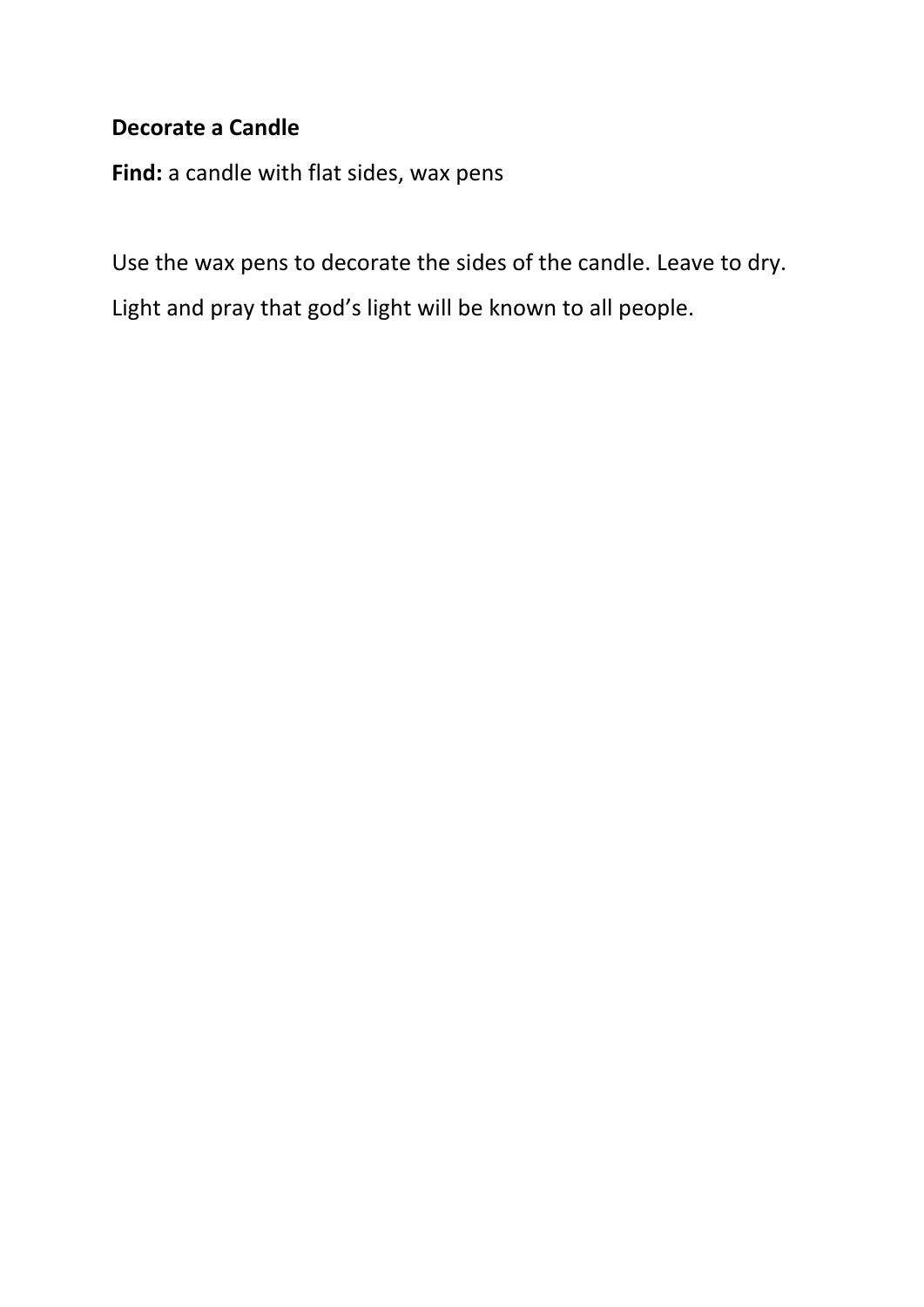**Decorate a Candle**

**Find:** a candle with flat sides, wax pens

Use the wax pens to decorate the sides of the candle. Leave to dry.

Light and pray that god’s light will be known to all people.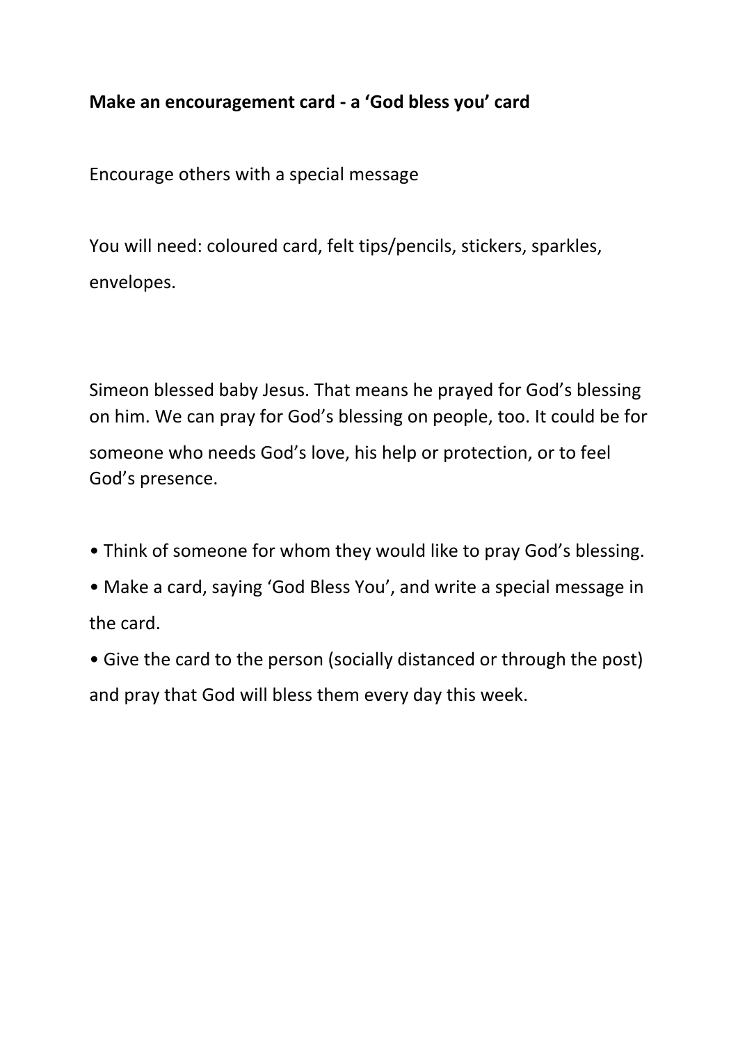**Make an encouragement card - a 'God bless you' card**

Encourage others with a special message

You will need: coloured card, felt tips/pencils, stickers, sparkles, envelopes.

Simeon blessed baby Jesus. That means he prayed for God's blessing on him. We can pray for God's blessing on people, too. It could be for someone who needs God's love, his help or protection, or to feel God's presence.

- Think of someone for whom they would like to pray God's blessing.
- Make a card, saying 'God Bless You', and write a special message in the card.
- Give the card to the person (socially distanced or through the post) and pray that God will bless them every day this week.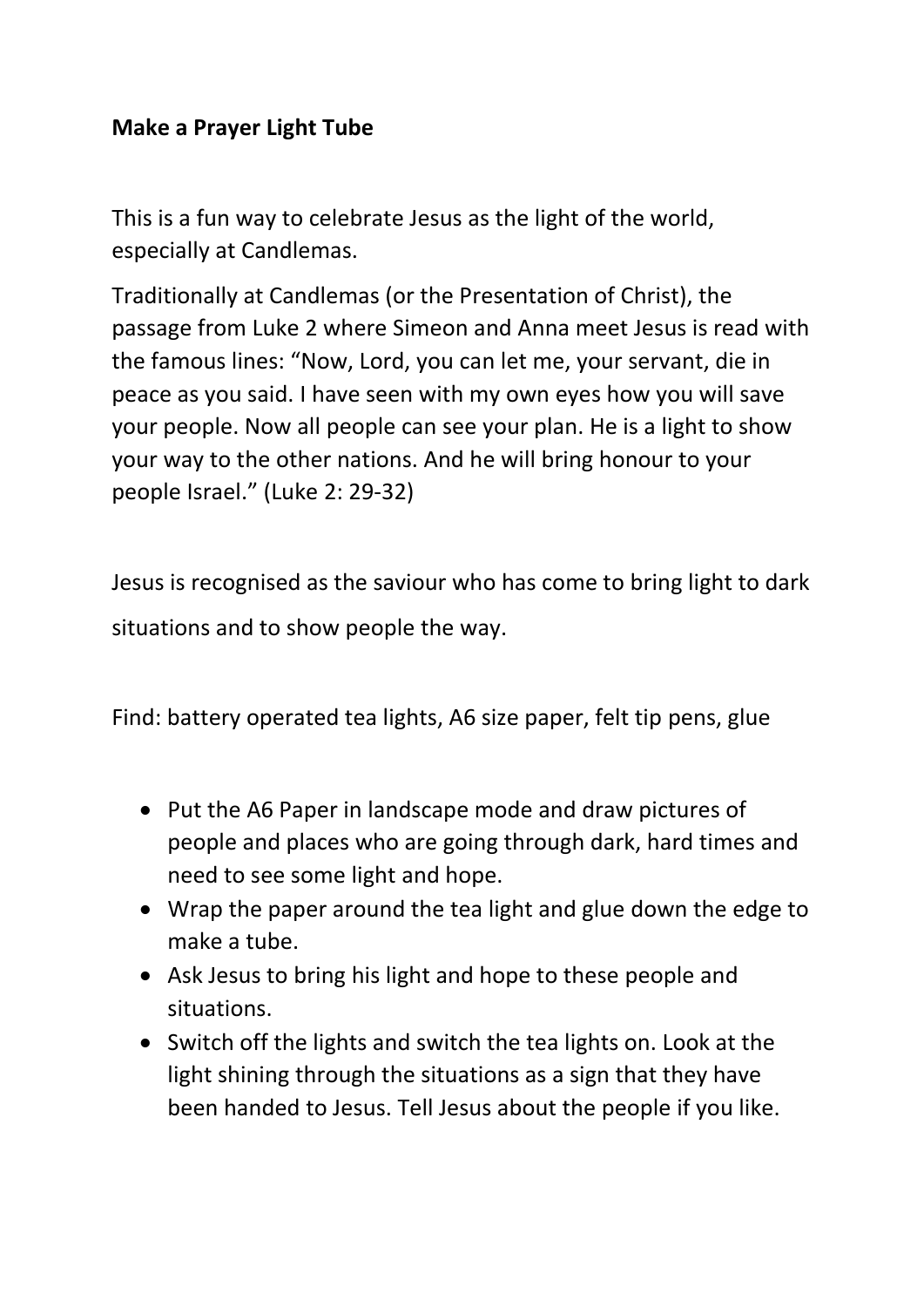**Make a Prayer Light Tube**

This is a fun way to celebrate Jesus as the light of the world, especially at Candlemas.

Traditionally at Candlemas (or the Presentation of Christ), the passage from Luke 2 where Simeon and Anna meet Jesus is read with the famous lines: “Now, Lord, you can let me, your servant, die in peace as you said. I have seen with my own eyes how you will save your people. Now all people can see your plan. He is a light to show your way to the other nations. And he will bring honour to your people Israel.” (Luke 2: 29-32)

Jesus is recognised as the saviour who has come to bring light to dark situations and to show people the way.

Find: battery operated tea lights, A6 size paper, felt tip pens, glue

- Put the A6 Paper in landscape mode and draw pictures of people and places who are going through dark, hard times and need to see some light and hope.
- Wrap the paper around the tea light and glue down the edge to make a tube.
- Ask Jesus to bring his light and hope to these people and situations.
- Switch off the lights and switch the tea lights on. Look at the light shining through the situations as a sign that they have been handed to Jesus. Tell Jesus about the people if you like.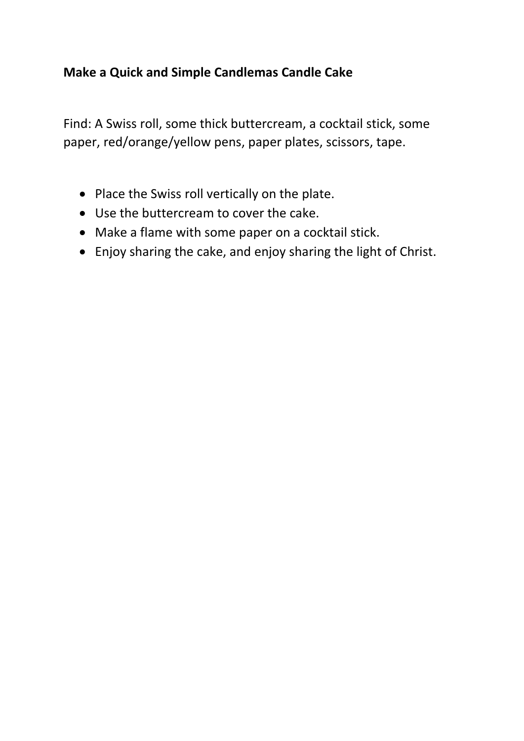**Make a Quick and Simple Candlemas Candle Cake**

Find: A Swiss roll, some thick buttercream, a cocktail stick, some paper, red/orange/yellow pens, paper plates, scissors, tape.

- Place the Swiss roll vertically on the plate.
- Use the buttercream to cover the cake.
- Make a flame with some paper on a cocktail stick.
- Enjoy sharing the cake, and enjoy sharing the light of Christ.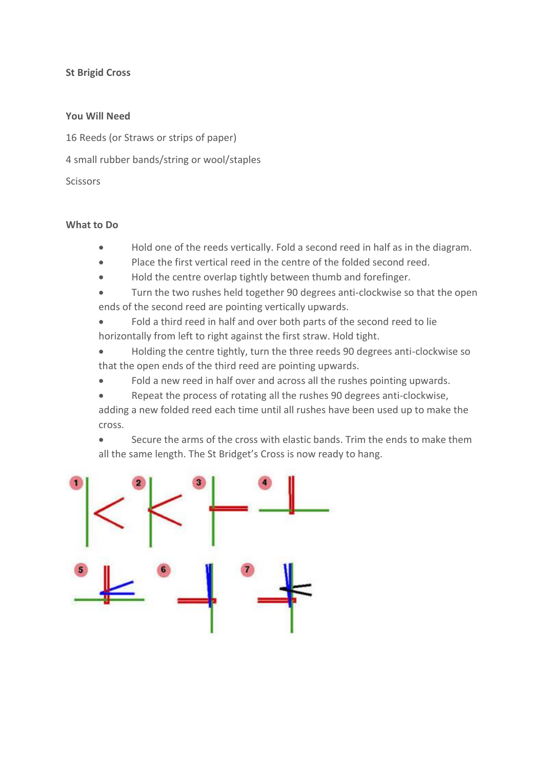**St Brigid Cross**

**You Will Need**

16 Reeds (or Straws or strips of paper)

4 small rubber bands/string or wool/staples

Scissors

**What to Do**

- Hold one of the reeds vertically. Fold a second reed in half as in the diagram.
- Place the first vertical reed in the centre of the folded second reed.
- Hold the centre overlap tightly between thumb and forefinger.
- Turn the two rushes held together 90 degrees anti-clockwise so that the open ends of the second reed are pointing vertically upwards.
- Fold a third reed in half and over both parts of the second reed to lie horizontally from left to right against the first straw. Hold tight.
- Holding the centre tightly, turn the three reeds 90 degrees anti-clockwise so that the open ends of the third reed are pointing upwards.
- Fold a new reed in half over and across all the rushes pointing upwards.
- Repeat the process of rotating all the rushes 90 degrees anti-clockwise, adding a new folded reed each time until all rushes have been used up to make the cross.
- Secure the arms of the cross with elastic bands. Trim the ends to make them all the same length. The St Bridget's Cross is now ready to hang.

1 2 3 4

5 6 7